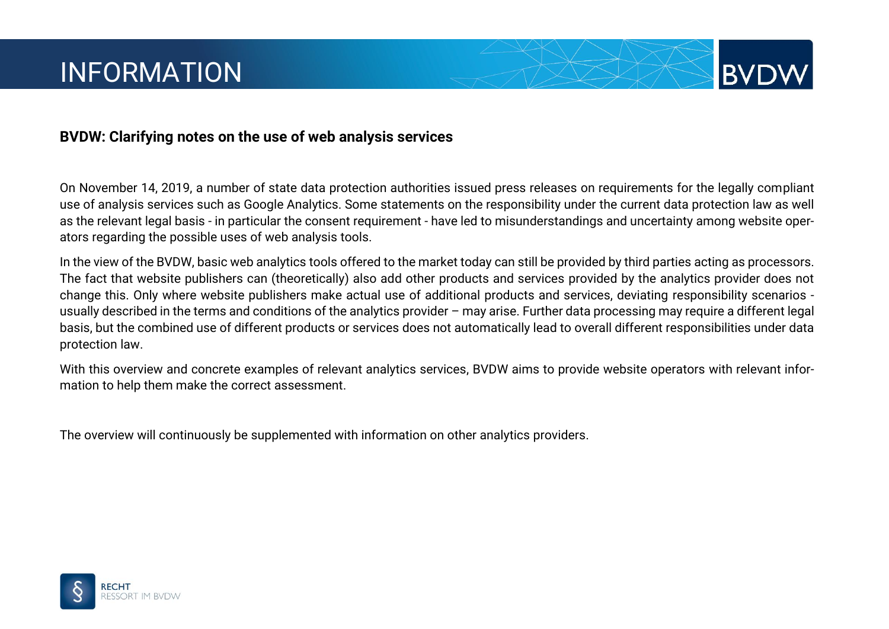# INFORMATION

**BVDW: Clarifying notes on the use of web analysis services**

On November 14, 2019, a number of state data protection authorities issued press releases on requirements for the legally compliant use of analysis services such as Google Analytics. Some statements on the responsibility under the current data protection law as well as the relevant legal basis - in particular the consent requirement - have led to misunderstandings and uncertainty among website operators regarding the possible uses of web analysis tools.

In the view of the BVDW, basic web analytics tools offered to the market today can still be provided by third parties acting as processors. The fact that website publishers can (theoretically) also add other products and services provided by the analytics provider does not change this. Only where website publishers make actual use of additional products and services, deviating responsibility scenarios - usually described in the terms and conditions of the analytics provider – may arise. Further data processing may require a different legal basis, but the combined use of different products or services does not automatically lead to overall different responsibilities under data protection law.

With this overview and concrete examples of relevant analytics services, BVDW aims to provide website operators with relevant information to help them make the correct assessment.

The overview will continuously be supplemented with information on other analytics providers.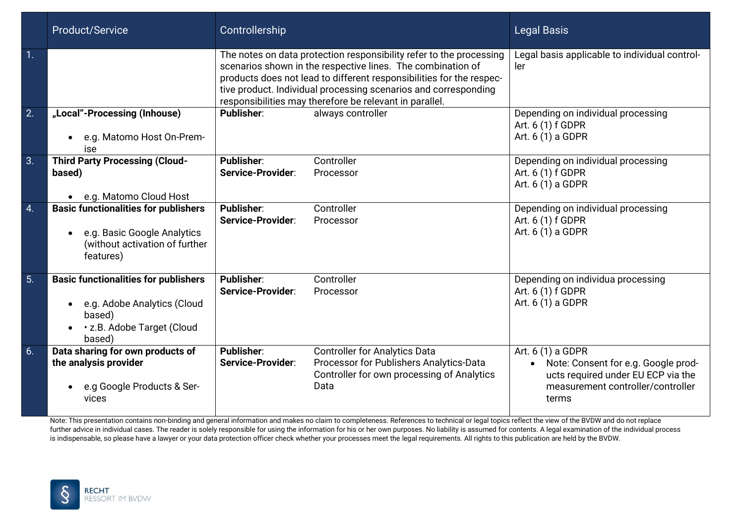| | Product/Service | Controllership | | Legal Basis |
|---|---|---|---|---|
| 1. | | The notes on data protection responsibility refer to the processing scenarios shown in the respective lines. The combination of products does not lead to different responsibilities for the respective product. Individual processing scenarios and corresponding responsibilities may therefore be relevant in parallel. | | Legal basis applicable to individual controller |
| 2. | **„Local"-Processing (Inhouse)**<br><br>• e.g. Matomo Host On-Premise | **Publisher**: | always controller | Depending on individual processing<br>Art. 6 (1) f GDPR<br>Art. 6 (1) a GDPR |
| 3. | **Third Party Processing (Cloud-based)**<br><br>• e.g. Matomo Cloud Host | **Publisher**:<br>**Service-Provider**: | Controller<br>Processor | Depending on individual processing<br>Art. 6 (1) f GDPR<br>Art. 6 (1) a GDPR |
| 4. | **Basic functionalities for publishers**<br><br>• e.g. Basic Google Analytics (without activation of further features) | **Publisher**:<br>**Service-Provider**: | Controller<br>Processor | Depending on individual processing<br>Art. 6 (1) f GDPR<br>Art. 6 (1) a GDPR |
| 5. | **Basic functionalities for publishers**<br><br>• e.g. Adobe Analytics (Cloud based)<br>• • z.B. Adobe Target (Cloud based) | **Publisher**:<br>**Service-Provider**: | Controller<br>Processor | Depending on individua processing<br>Art. 6 (1) f GDPR<br>Art. 6 (1) a GDPR |
| 6. | **Data sharing for own products of the analysis provider**<br><br>• e.g Google Products & Services | **Publisher**:<br>**Service-Provider**: | Controller for Analytics Data<br>Processor for Publishers Analytics-Data<br>Controller for own processing of Analytics Data | Art. 6 (1) a GDPR<br>• Note: Consent for e.g. Google products required under EU ECP via the measurement controller/controller terms |

Note: This presentation contains non-binding and general information and makes no claim to completeness. References to technical or legal topics reflect the view of the BVDW and do not replace further advice in individual cases. The reader is solely responsible for using the information for his or her own purposes. No liability is assumed for contents. A legal examination of the individual process is indispensable, so please have a lawyer or your data protection officer check whether your processes meet the legal requirements. All rights to this publication are held by the BVDW.

RECHT
RESSORT IM BVDW